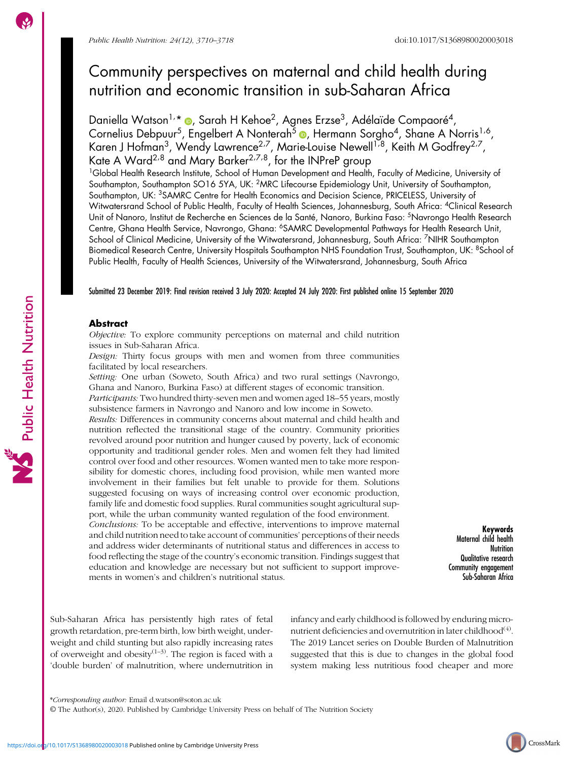# Community perspectives on maternal and child health during nutrition and economic transition in sub-Saharan Africa

Daniella Watson[1,*], Sarah H Kehoe[2], Agnes Erzse[3], Adélaïde Compaoré[4], Cornelius Debpuur[5], Engelbert A Nonterah[5], Hermann Sorgho[4], Shane A Norris[1,6], Karen J Hofman[3], Wendy Lawrence[2,7], Marie-Louise Newell[1,8], Keith M Godfrey[2,7], Kate A Ward[2,8] and Mary Barker[2,7,8], for the INPreP group

[1]Global Health Research Institute, School of Human Development and Health, Faculty of Medicine, University of Southampton, Southampton SO16 5YA, UK: [2]MRC Lifecourse Epidemiology Unit, University of Southampton, Southampton, UK: [3]SAMRC Centre for Health Economics and Decision Science, PRICELESS, University of Witwatersrand School of Public Health, Faculty of Health Sciences, Johannesburg, South Africa: [4]Clinical Research Unit of Nanoro, Institut de Recherche en Sciences de la Santé, Nanoro, Burkina Faso: [5]Navrongo Health Research Centre, Ghana Health Service, Navrongo, Ghana: [6]SAMRC Developmental Pathways for Health Research Unit, School of Clinical Medicine, University of the Witwatersrand, Johannesburg, South Africa: [7]NIHR Southampton Biomedical Research Centre, University Hospitals Southampton NHS Foundation Trust, Southampton, UK: [8]School of Public Health, Faculty of Health Sciences, University of the Witwatersrand, Johannesburg, South Africa

Submitted 23 December 2019: Final revision received 3 July 2020: Accepted 24 July 2020: First published online 15 September 2020

## Abstract

*Objective:* To explore community perceptions on maternal and child nutrition issues in Sub-Saharan Africa.

*Design:* Thirty focus groups with men and women from three communities facilitated by local researchers.

*Setting:* One urban (Soweto, South Africa) and two rural settings (Navrongo, Ghana and Nanoro, Burkina Faso) at different stages of economic transition.

*Participants:* Two hundred thirty-seven men and women aged 18–55 years, mostly subsistence farmers in Navrongo and Nanoro and low income in Soweto.

*Results:* Differences in community concerns about maternal and child health and nutrition reflected the transitional stage of the country. Community priorities revolved around poor nutrition and hunger caused by poverty, lack of economic opportunity and traditional gender roles. Men and women felt they had limited control over food and other resources. Women wanted men to take more responsibility for domestic chores, including food provision, while men wanted more involvement in their families but felt unable to provide for them. Solutions suggested focusing on ways of increasing control over economic production, family life and domestic food supplies. Rural communities sought agricultural support, while the urban community wanted regulation of the food environment.

*Conclusions:* To be acceptable and effective, interventions to improve maternal and child nutrition need to take account of communities' perceptions of their needs and address wider determinants of nutritional status and differences in access to food reflecting the stage of the country's economic transition. Findings suggest that education and knowledge are necessary but not sufficient to support improvements in women's and children's nutritional status.

**Keywords**
Maternal child health
Nutrition
Qualitative research
Community engagement
Sub-Saharan Africa

Sub-Saharan Africa has persistently high rates of fetal growth retardation, pre-term birth, low birth weight, underweight and child stunting but also rapidly increasing rates of overweight and obesity[1–3]. The region is faced with a 'double burden' of malnutrition, where undernutrition in infancy and early childhood is followed by enduring micronutrient deficiencies and overnutrition in later childhood[4]. The 2019 Lancet series on Double Burden of Malnutrition suggested that this is due to changes in the global food system making less nutritious food cheaper and more

*Corresponding author: Email d.watson@soton.ac.uk

© The Author(s), 2020. Published by Cambridge University Press on behalf of The Nutrition Society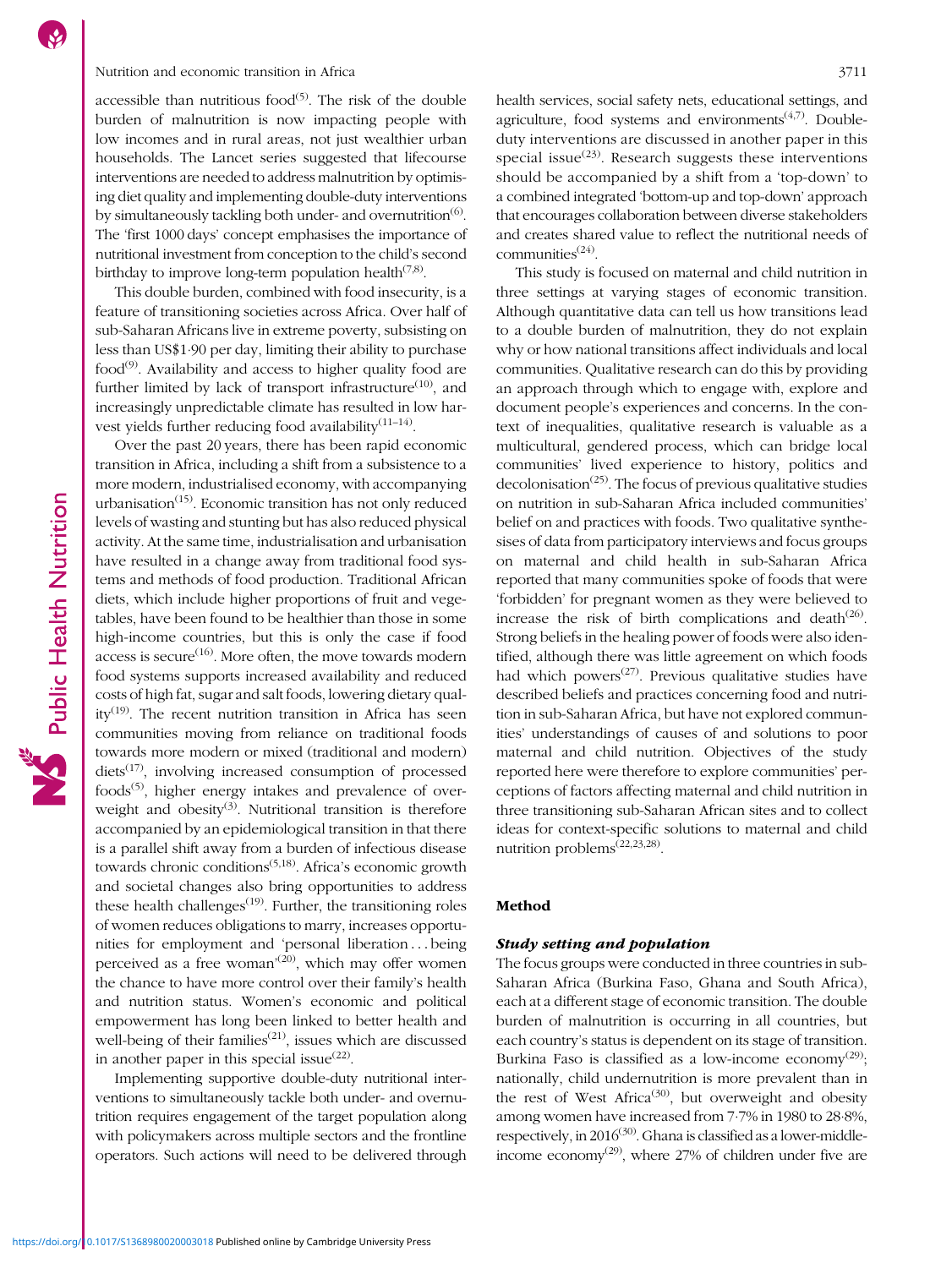accessible than nutritious food[5]. The risk of the double burden of malnutrition is now impacting people with low incomes and in rural areas, not just wealthier urban households. The Lancet series suggested that lifecourse interventions are needed to address malnutrition by optimising diet quality and implementing double-duty interventions by simultaneously tackling both under- and overnutrition[6]. The 'first 1000 days' concept emphasises the importance of nutritional investment from conception to the child's second birthday to improve long-term population health[7,8].

This double burden, combined with food insecurity, is a feature of transitioning societies across Africa. Over half of sub-Saharan Africans live in extreme poverty, subsisting on less than US$1·90 per day, limiting their ability to purchase food[9]. Availability and access to higher quality food are further limited by lack of transport infrastructure[10], and increasingly unpredictable climate has resulted in low harvest yields further reducing food availability[11–14].

Over the past 20 years, there has been rapid economic transition in Africa, including a shift from a subsistence to a more modern, industrialised economy, with accompanying urbanisation[15]. Economic transition has not only reduced levels of wasting and stunting but has also reduced physical activity. At the same time, industrialisation and urbanisation have resulted in a change away from traditional food systems and methods of food production. Traditional African diets, which include higher proportions of fruit and vegetables, have been found to be healthier than those in some high-income countries, but this is only the case if food access is secure[16]. More often, the move towards modern food systems supports increased availability and reduced costs of high fat, sugar and salt foods, lowering dietary quality[19]. The recent nutrition transition in Africa has seen communities moving from reliance on traditional foods towards more modern or mixed (traditional and modern) diets[17], involving increased consumption of processed foods[5], higher energy intakes and prevalence of overweight and obesity[3]. Nutritional transition is therefore accompanied by an epidemiological transition in that there is a parallel shift away from a burden of infectious disease towards chronic conditions[5,18]. Africa's economic growth and societal changes also bring opportunities to address these health challenges[19]. Further, the transitioning roles of women reduces obligations to marry, increases opportunities for employment and 'personal liberation . . . being perceived as a free woman'[20], which may offer women the chance to have more control over their family's health and nutrition status. Women's economic and political empowerment has long been linked to better health and well-being of their families[21], issues which are discussed in another paper in this special issue[22].

Implementing supportive double-duty nutritional interventions to simultaneously tackle both under- and overnutrition requires engagement of the target population along with policymakers across multiple sectors and the frontline operators. Such actions will need to be delivered through health services, social safety nets, educational settings, and agriculture, food systems and environments[4,7]. Double-duty interventions are discussed in another paper in this special issue[23]. Research suggests these interventions should be accompanied by a shift from a 'top-down' to a combined integrated 'bottom-up and top-down' approach that encourages collaboration between diverse stakeholders and creates shared value to reflect the nutritional needs of communities[24].

This study is focused on maternal and child nutrition in three settings at varying stages of economic transition. Although quantitative data can tell us how transitions lead to a double burden of malnutrition, they do not explain why or how national transitions affect individuals and local communities. Qualitative research can do this by providing an approach through which to engage with, explore and document people's experiences and concerns. In the context of inequalities, qualitative research is valuable as a multicultural, gendered process, which can bridge local communities' lived experience to history, politics and decolonisation[25]. The focus of previous qualitative studies on nutrition in sub-Saharan Africa included communities' belief on and practices with foods. Two qualitative syntheses of data from participatory interviews and focus groups on maternal and child health in sub-Saharan Africa reported that many communities spoke of foods that were 'forbidden' for pregnant women as they were believed to increase the risk of birth complications and death[26]. Strong beliefs in the healing power of foods were also identified, although there was little agreement on which foods had which powers[27]. Previous qualitative studies have described beliefs and practices concerning food and nutrition in sub-Saharan Africa, but have not explored communities' understandings of causes of and solutions to poor maternal and child nutrition. Objectives of the study reported here were therefore to explore communities' perceptions of factors affecting maternal and child nutrition in three transitioning sub-Saharan African sites and to collect ideas for context-specific solutions to maternal and child nutrition problems[22,23,28].

## Method

### *Study setting and population*

The focus groups were conducted in three countries in sub-Saharan Africa (Burkina Faso, Ghana and South Africa), each at a different stage of economic transition. The double burden of malnutrition is occurring in all countries, but each country's status is dependent on its stage of transition. Burkina Faso is classified as a low-income economy[29]; nationally, child undernutrition is more prevalent than in the rest of West Africa[30], but overweight and obesity among women have increased from 7·7% in 1980 to 28·8%, respectively, in 2016[30]. Ghana is classified as a lower-middle-income economy[29], where 27% of children under five are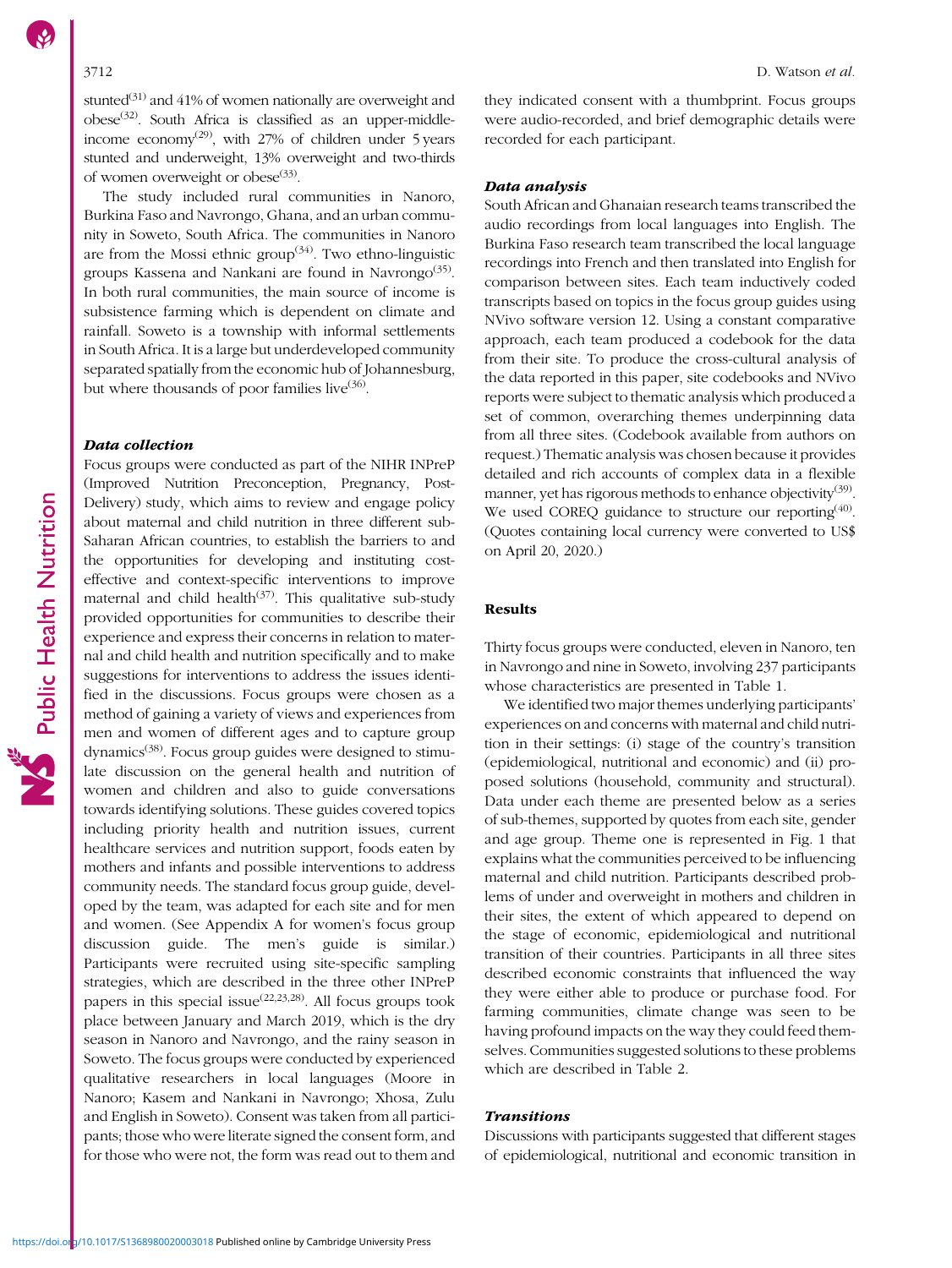stunted[31] and 41% of women nationally are overweight and obese[32]. South Africa is classified as an upper-middle-income economy[29], with 27% of children under 5 years stunted and underweight, 13% overweight and two-thirds of women overweight or obese[33].

The study included rural communities in Nanoro, Burkina Faso and Navrongo, Ghana, and an urban community in Soweto, South Africa. The communities in Nanoro are from the Mossi ethnic group[34]. Two ethno-linguistic groups Kassena and Nankani are found in Navrongo[35]. In both rural communities, the main source of income is subsistence farming which is dependent on climate and rainfall. Soweto is a township with informal settlements in South Africa. It is a large but underdeveloped community separated spatially from the economic hub of Johannesburg, but where thousands of poor families live[36].

### Data collection

Focus groups were conducted as part of the NIHR INPreP (Improved Nutrition Preconception, Pregnancy, Post-Delivery) study, which aims to review and engage policy about maternal and child nutrition in three different sub-Saharan African countries, to establish the barriers to and the opportunities for developing and instituting cost-effective and context-specific interventions to improve maternal and child health[37]. This qualitative sub-study provided opportunities for communities to describe their experience and express their concerns in relation to maternal and child health and nutrition specifically and to make suggestions for interventions to address the issues identified in the discussions. Focus groups were chosen as a method of gaining a variety of views and experiences from men and women of different ages and to capture group dynamics[38]. Focus group guides were designed to stimulate discussion on the general health and nutrition of women and children and also to guide conversations towards identifying solutions. These guides covered topics including priority health and nutrition issues, current healthcare services and nutrition support, foods eaten by mothers and infants and possible interventions to address community needs. The standard focus group guide, developed by the team, was adapted for each site and for men and women. (See Appendix A for women's focus group discussion guide. The men's guide is similar.) Participants were recruited using site-specific sampling strategies, which are described in the three other INPreP papers in this special issue[22,23,28]. All focus groups took place between January and March 2019, which is the dry season in Nanoro and Navrongo, and the rainy season in Soweto. The focus groups were conducted by experienced qualitative researchers in local languages (Moore in Nanoro; Kasem and Nankani in Navrongo; Xhosa, Zulu and English in Soweto). Consent was taken from all participants; those who were literate signed the consent form, and for those who were not, the form was read out to them and they indicated consent with a thumbprint. Focus groups were audio-recorded, and brief demographic details were recorded for each participant.

### Data analysis

South African and Ghanaian research teams transcribed the audio recordings from local languages into English. The Burkina Faso research team transcribed the local language recordings into French and then translated into English for comparison between sites. Each team inductively coded transcripts based on topics in the focus group guides using NVivo software version 12. Using a constant comparative approach, each team produced a codebook for the data from their site. To produce the cross-cultural analysis of the data reported in this paper, site codebooks and NVivo reports were subject to thematic analysis which produced a set of common, overarching themes underpinning data from all three sites. (Codebook available from authors on request.) Thematic analysis was chosen because it provides detailed and rich accounts of complex data in a flexible manner, yet has rigorous methods to enhance objectivity[39]. We used COREQ guidance to structure our reporting[40]. (Quotes containing local currency were converted to US$ on April 20, 2020.)

## Results

Thirty focus groups were conducted, eleven in Nanoro, ten in Navrongo and nine in Soweto, involving 237 participants whose characteristics are presented in Table 1.

We identified two major themes underlying participants' experiences on and concerns with maternal and child nutrition in their settings: (i) stage of the country's transition (epidemiological, nutritional and economic) and (ii) proposed solutions (household, community and structural). Data under each theme are presented below as a series of sub-themes, supported by quotes from each site, gender and age group. Theme one is represented in Fig. 1 that explains what the communities perceived to be influencing maternal and child nutrition. Participants described problems of under and overweight in mothers and children in their sites, the extent of which appeared to depend on the stage of economic, epidemiological and nutritional transition of their countries. Participants in all three sites described economic constraints that influenced the way they were either able to produce or purchase food. For farming communities, climate change was seen to be having profound impacts on the way they could feed themselves. Communities suggested solutions to these problems which are described in Table 2.

### Transitions

Discussions with participants suggested that different stages of epidemiological, nutritional and economic transition in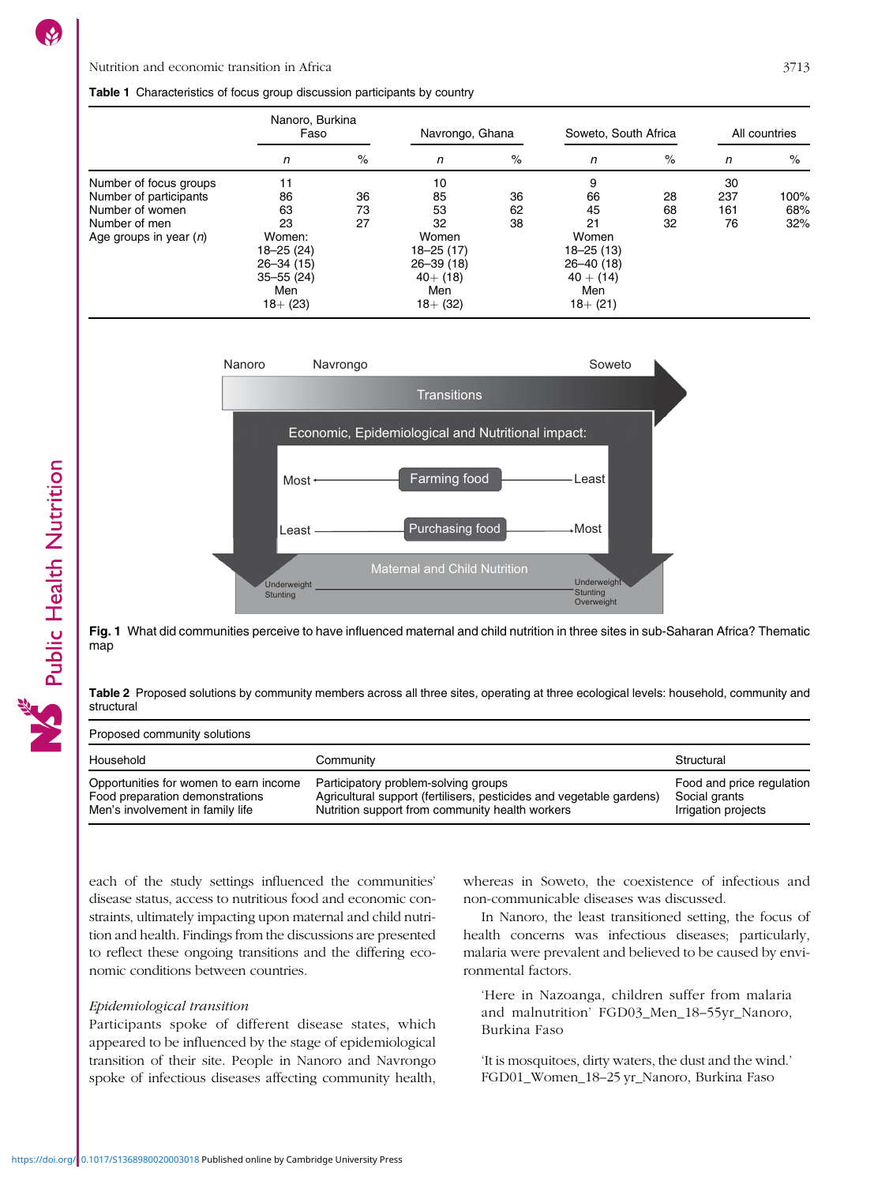**Table 1** Characteristics of focus group discussion participants by country

| | Nanoro, Burkina Faso | | Navrongo, Ghana | | Soweto, South Africa | | All countries | |
|---|---|---|---|---|---|---|---|---|
| | *n* | % | *n* | % | *n* | % | *n* | % |
| Number of focus groups | 11 | | 10 | | 9 | | 30 | |
| Number of participants | 86 | 36 | 85 | 36 | 66 | 28 | 237 | 100% |
| Number of women | 63 | 73 | 53 | 62 | 45 | 68 | 161 | 68% |
| Number of men | 23 | 27 | 32 | 38 | 21 | 32 | 76 | 32% |
| Age groups in year (*n*) | Women: 18–25 (24) 26–34 (15) 35–55 (24) Men 18+ (23) | | Women 18–25 (17) 26–39 (18) 40+ (18) Men 18+ (32) | | Women 18–25 (13) 26–40 (18) 40 + (14) Men 18+ (21) | | | |

**Fig. 1** What did communities perceive to have influenced maternal and child nutrition in three sites in sub-Saharan Africa? Thematic map

**Table 2** Proposed solutions by community members across all three sites, operating at three ecological levels: household, community and structural

| Proposed community solutions | | |
|---|---|---|
| Household | Community | Structural |
| Opportunities for women to earn income | Participatory problem-solving groups | Food and price regulation |
| Food preparation demonstrations | Agricultural support (fertilisers, pesticides and vegetable gardens) | Social grants |
| Men's involvement in family life | Nutrition support from community health workers | Irrigation projects |

each of the study settings influenced the communities' disease status, access to nutritious food and economic constraints, ultimately impacting upon maternal and child nutrition and health. Findings from the discussions are presented to reflect these ongoing transitions and the differing economic conditions between countries.

### *Epidemiological transition*

Participants spoke of different disease states, which appeared to be influenced by the stage of epidemiological transition of their site. People in Nanoro and Navrongo spoke of infectious diseases affecting community health, whereas in Soweto, the coexistence of infectious and non-communicable diseases was discussed.

In Nanoro, the least transitioned setting, the focus of health concerns was infectious diseases; particularly, malaria were prevalent and believed to be caused by environmental factors.

> 'Here in Nazoanga, children suffer from malaria and malnutrition' FGD03_Men_18–55yr_Nanoro, Burkina Faso

> 'It is mosquitoes, dirty waters, the dust and the wind.' FGD01_Women_18–25 yr_Nanoro, Burkina Faso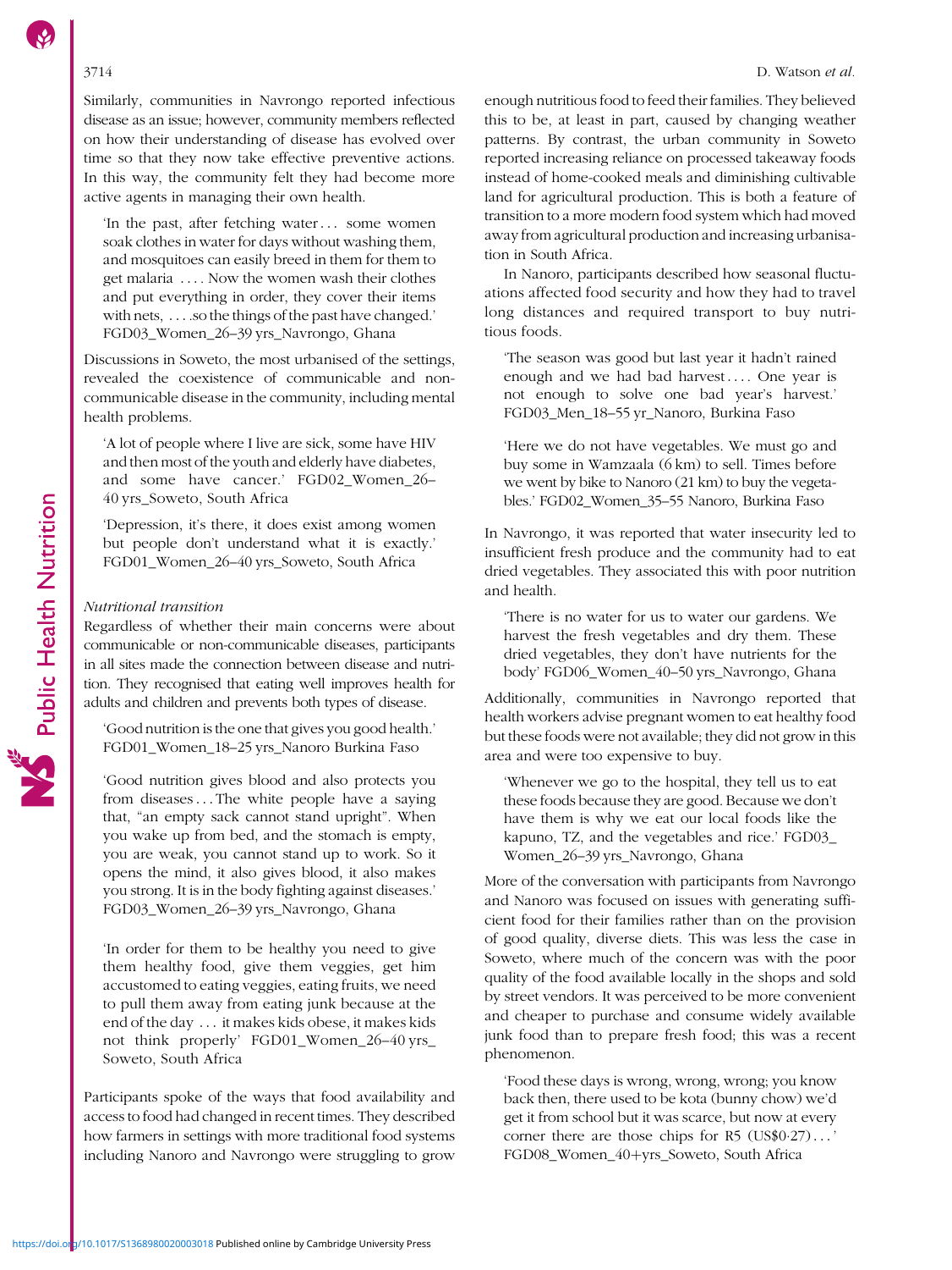Similarly, communities in Navrongo reported infectious disease as an issue; however, community members reflected on how their understanding of disease has evolved over time so that they now take effective preventive actions. In this way, the community felt they had become more active agents in managing their own health.

> 'In the past, after fetching water… some women soak clothes in water for days without washing them, and mosquitoes can easily breed in them for them to get malaria …. Now the women wash their clothes and put everything in order, they cover their items with nets, ….so the things of the past have changed.' FGD03_Women_26–39 yrs_Navrongo, Ghana

Discussions in Soweto, the most urbanised of the settings, revealed the coexistence of communicable and non-communicable disease in the community, including mental health problems.

> 'A lot of people where I live are sick, some have HIV and then most of the youth and elderly have diabetes, and some have cancer.' FGD02_Women_26–40 yrs_Soweto, South Africa

> 'Depression, it's there, it does exist among women but people don't understand what it is exactly.' FGD01_Women_26–40 yrs_Soweto, South Africa

*Nutritional transition*

Regardless of whether their main concerns were about communicable or non-communicable diseases, participants in all sites made the connection between disease and nutrition. They recognised that eating well improves health for adults and children and prevents both types of disease.

> 'Good nutrition is the one that gives you good health.' FGD01_Women_18–25 yrs_Nanoro Burkina Faso

> 'Good nutrition gives blood and also protects you from diseases…The white people have a saying that, "an empty sack cannot stand upright". When you wake up from bed, and the stomach is empty, you are weak, you cannot stand up to work. So it opens the mind, it also gives blood, it also makes you strong. It is in the body fighting against diseases.' FGD03_Women_26–39 yrs_Navrongo, Ghana

> 'In order for them to be healthy you need to give them healthy food, give them veggies, get him accustomed to eating veggies, eating fruits, we need to pull them away from eating junk because at the end of the day … it makes kids obese, it makes kids not think properly' FGD01_Women_26–40 yrs_Soweto, South Africa

Participants spoke of the ways that food availability and access to food had changed in recent times. They described how farmers in settings with more traditional food systems including Nanoro and Navrongo were struggling to grow enough nutritious food to feed their families. They believed this to be, at least in part, caused by changing weather patterns. By contrast, the urban community in Soweto reported increasing reliance on processed takeaway foods instead of home-cooked meals and diminishing cultivable land for agricultural production. This is both a feature of transition to a more modern food system which had moved away from agricultural production and increasing urbanisation in South Africa.

In Nanoro, participants described how seasonal fluctuations affected food security and how they had to travel long distances and required transport to buy nutritious foods.

> 'The season was good but last year it hadn't rained enough and we had bad harvest…. One year is not enough to solve one bad year's harvest.' FGD03_Men_18–55 yr_Nanoro, Burkina Faso

> 'Here we do not have vegetables. We must go and buy some in Wamzaala (6 km) to sell. Times before we went by bike to Nanoro (21 km) to buy the vegetables.' FGD02_Women_35–55 Nanoro, Burkina Faso

In Navrongo, it was reported that water insecurity led to insufficient fresh produce and the community had to eat dried vegetables. They associated this with poor nutrition and health.

> 'There is no water for us to water our gardens. We harvest the fresh vegetables and dry them. These dried vegetables, they don't have nutrients for the body' FGD06_Women_40–50 yrs_Navrongo, Ghana

Additionally, communities in Navrongo reported that health workers advise pregnant women to eat healthy food but these foods were not available; they did not grow in this area and were too expensive to buy.

> 'Whenever we go to the hospital, they tell us to eat these foods because they are good. Because we don't have them is why we eat our local foods like the kapuno, TZ, and the vegetables and rice.' FGD03_Women_26–39 yrs_Navrongo, Ghana

More of the conversation with participants from Navrongo and Nanoro was focused on issues with generating sufficient food for their families rather than on the provision of good quality, diverse diets. This was less the case in Soweto, where much of the concern was with the poor quality of the food available locally in the shops and sold by street vendors. It was perceived to be more convenient and cheaper to purchase and consume widely available junk food than to prepare fresh food; this was a recent phenomenon.

> 'Food these days is wrong, wrong, wrong; you know back then, there used to be kota (bunny chow) we'd get it from school but it was scarce, but now at every corner there are those chips for R5 (US$0·27)…' FGD08_Women_40+yrs_Soweto, South Africa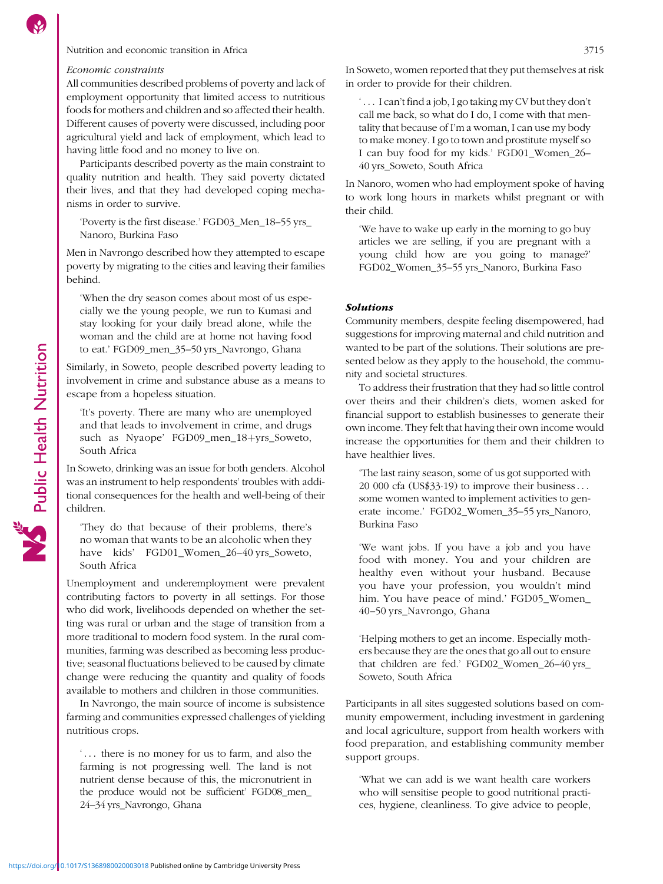*Economic constraints*

All communities described problems of poverty and lack of employment opportunity that limited access to nutritious foods for mothers and children and so affected their health. Different causes of poverty were discussed, including poor agricultural yield and lack of employment, which lead to having little food and no money to live on.

Participants described poverty as the main constraint to quality nutrition and health. They said poverty dictated their lives, and that they had developed coping mechanisms in order to survive.

> 'Poverty is the first disease.' FGD03_Men_18–55 yrs_Nanoro, Burkina Faso

Men in Navrongo described how they attempted to escape poverty by migrating to the cities and leaving their families behind.

> 'When the dry season comes about most of us especially we the young people, we run to Kumasi and stay looking for your daily bread alone, while the woman and the child are at home not having food to eat.' FGD09_men_35–50 yrs_Navrongo, Ghana

Similarly, in Soweto, people described poverty leading to involvement in crime and substance abuse as a means to escape from a hopeless situation.

> 'It's poverty. There are many who are unemployed and that leads to involvement in crime, and drugs such as Nyaope' FGD09_men_18+yrs_Soweto, South Africa

In Soweto, drinking was an issue for both genders. Alcohol was an instrument to help respondents' troubles with additional consequences for the health and well-being of their children.

> 'They do that because of their problems, there's no woman that wants to be an alcoholic when they have kids' FGD01_Women_26–40 yrs_Soweto, South Africa

Unemployment and underemployment were prevalent contributing factors to poverty in all settings. For those who did work, livelihoods depended on whether the setting was rural or urban and the stage of transition from a more traditional to modern food system. In the rural communities, farming was described as becoming less productive; seasonal fluctuations believed to be caused by climate change were reducing the quantity and quality of foods available to mothers and children in those communities.

In Navrongo, the main source of income is subsistence farming and communities expressed challenges of yielding nutritious crops.

> '... there is no money for us to farm, and also the farming is not progressing well. The land is not nutrient dense because of this, the micronutrient in the produce would not be sufficient' FGD08_men_24–34 yrs_Navrongo, Ghana

In Soweto, women reported that they put themselves at risk in order to provide for their children.

> '... I can't find a job, I go taking my CV but they don't call me back, so what do I do, I come with that mentality that because of I'm a woman, I can use my body to make money. I go to town and prostitute myself so I can buy food for my kids.' FGD01_Women_26–40 yrs_Soweto, South Africa

In Nanoro, women who had employment spoke of having to work long hours in markets whilst pregnant or with their child.

> 'We have to wake up early in the morning to go buy articles we are selling, if you are pregnant with a young child how are you going to manage?' FGD02_Women_35–55 yrs_Nanoro, Burkina Faso

### *Solutions*

Community members, despite feeling disempowered, had suggestions for improving maternal and child nutrition and wanted to be part of the solutions. Their solutions are presented below as they apply to the household, the community and societal structures.

To address their frustration that they had so little control over theirs and their children's diets, women asked for financial support to establish businesses to generate their own income. They felt that having their own income would increase the opportunities for them and their children to have healthier lives.

> 'The last rainy season, some of us got supported with 20 000 cfa (US\$33·19) to improve their business ... some women wanted to implement activities to generate income.' FGD02_Women_35–55 yrs_Nanoro, Burkina Faso

> 'We want jobs. If you have a job and you have food with money. You and your children are healthy even without your husband. Because you have your profession, you wouldn't mind him. You have peace of mind.' FGD05_Women_40–50 yrs_Navrongo, Ghana

> 'Helping mothers to get an income. Especially mothers because they are the ones that go all out to ensure that children are fed.' FGD02_Women_26–40 yrs_Soweto, South Africa

Participants in all sites suggested solutions based on community empowerment, including investment in gardening and local agriculture, support from health workers with food preparation, and establishing community member support groups.

> 'What we can add is we want health care workers who will sensitise people to good nutritional practices, hygiene, cleanliness. To give advice to people,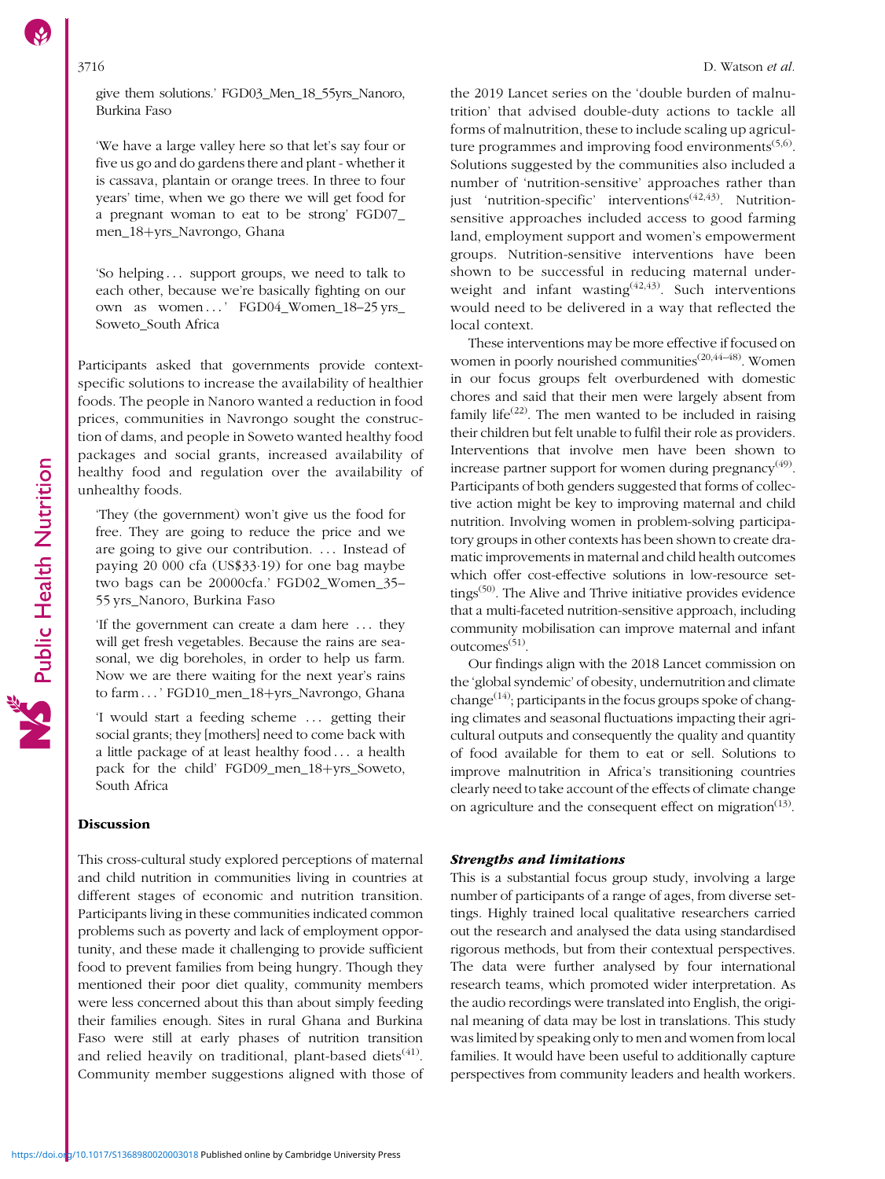give them solutions.' FGD03_Men_18_55yrs_Nanoro, Burkina Faso

'We have a large valley here so that let's say four or five us go and do gardens there and plant - whether it is cassava, plantain or orange trees. In three to four years' time, when we go there we will get food for a pregnant woman to eat to be strong' FGD07_men_18+yrs_Navrongo, Ghana

'So helping . . . support groups, we need to talk to each other, because we're basically fighting on our own as women . . . ' FGD04_Women_18–25 yrs_Soweto_South Africa

Participants asked that governments provide context-specific solutions to increase the availability of healthier foods. The people in Nanoro wanted a reduction in food prices, communities in Navrongo sought the construction of dams, and people in Soweto wanted healthy food packages and social grants, increased availability of healthy food and regulation over the availability of unhealthy foods.

'They (the government) won't give us the food for free. They are going to reduce the price and we are going to give our contribution. . . . Instead of paying 20 000 cfa (US$33·19) for one bag maybe two bags can be 20000cfa.' FGD02_Women_35–55 yrs_Nanoro, Burkina Faso

'If the government can create a dam here . . . they will get fresh vegetables. Because the rains are seasonal, we dig boreholes, in order to help us farm. Now we are there waiting for the next year's rains to farm . . . ' FGD10_men_18+yrs_Navrongo, Ghana

'I would start a feeding scheme . . . getting their social grants; they [mothers] need to come back with a little package of at least healthy food . . . a health pack for the child' FGD09_men_18+yrs_Soweto, South Africa

## Discussion

This cross-cultural study explored perceptions of maternal and child nutrition in communities living in countries at different stages of economic and nutrition transition. Participants living in these communities indicated common problems such as poverty and lack of employment opportunity, and these made it challenging to provide sufficient food to prevent families from being hungry. Though they mentioned their poor diet quality, community members were less concerned about this than about simply feeding their families enough. Sites in rural Ghana and Burkina Faso were still at early phases of nutrition transition and relied heavily on traditional, plant-based diets[41]. Community member suggestions aligned with those of the 2019 Lancet series on the 'double burden of malnutrition' that advised double-duty actions to tackle all forms of malnutrition, these to include scaling up agriculture programmes and improving food environments[5,6]. Solutions suggested by the communities also included a number of 'nutrition-sensitive' approaches rather than just 'nutrition-specific' interventions[42,43]. Nutrition-sensitive approaches included access to good farming land, employment support and women's empowerment groups. Nutrition-sensitive interventions have been shown to be successful in reducing maternal underweight and infant wasting[42,43]. Such interventions would need to be delivered in a way that reflected the local context.

These interventions may be more effective if focused on women in poorly nourished communities[20,44–48]. Women in our focus groups felt overburdened with domestic chores and said that their men were largely absent from family life[22]. The men wanted to be included in raising their children but felt unable to fulfil their role as providers. Interventions that involve men have been shown to increase partner support for women during pregnancy[49]. Participants of both genders suggested that forms of collective action might be key to improving maternal and child nutrition. Involving women in problem-solving participatory groups in other contexts has been shown to create dramatic improvements in maternal and child health outcomes which offer cost-effective solutions in low-resource settings[50]. The Alive and Thrive initiative provides evidence that a multi-faceted nutrition-sensitive approach, including community mobilisation can improve maternal and infant outcomes[51].

Our findings align with the 2018 Lancet commission on the 'global syndemic' of obesity, undernutrition and climate change[14]; participants in the focus groups spoke of changing climates and seasonal fluctuations impacting their agricultural outputs and consequently the quality and quantity of food available for them to eat or sell. Solutions to improve malnutrition in Africa's transitioning countries clearly need to take account of the effects of climate change on agriculture and the consequent effect on migration[13].

### *Strengths and limitations*

This is a substantial focus group study, involving a large number of participants of a range of ages, from diverse settings. Highly trained local qualitative researchers carried out the research and analysed the data using standardised rigorous methods, but from their contextual perspectives. The data were further analysed by four international research teams, which promoted wider interpretation. As the audio recordings were translated into English, the original meaning of data may be lost in translations. This study was limited by speaking only to men and women from local families. It would have been useful to additionally capture perspectives from community leaders and health workers.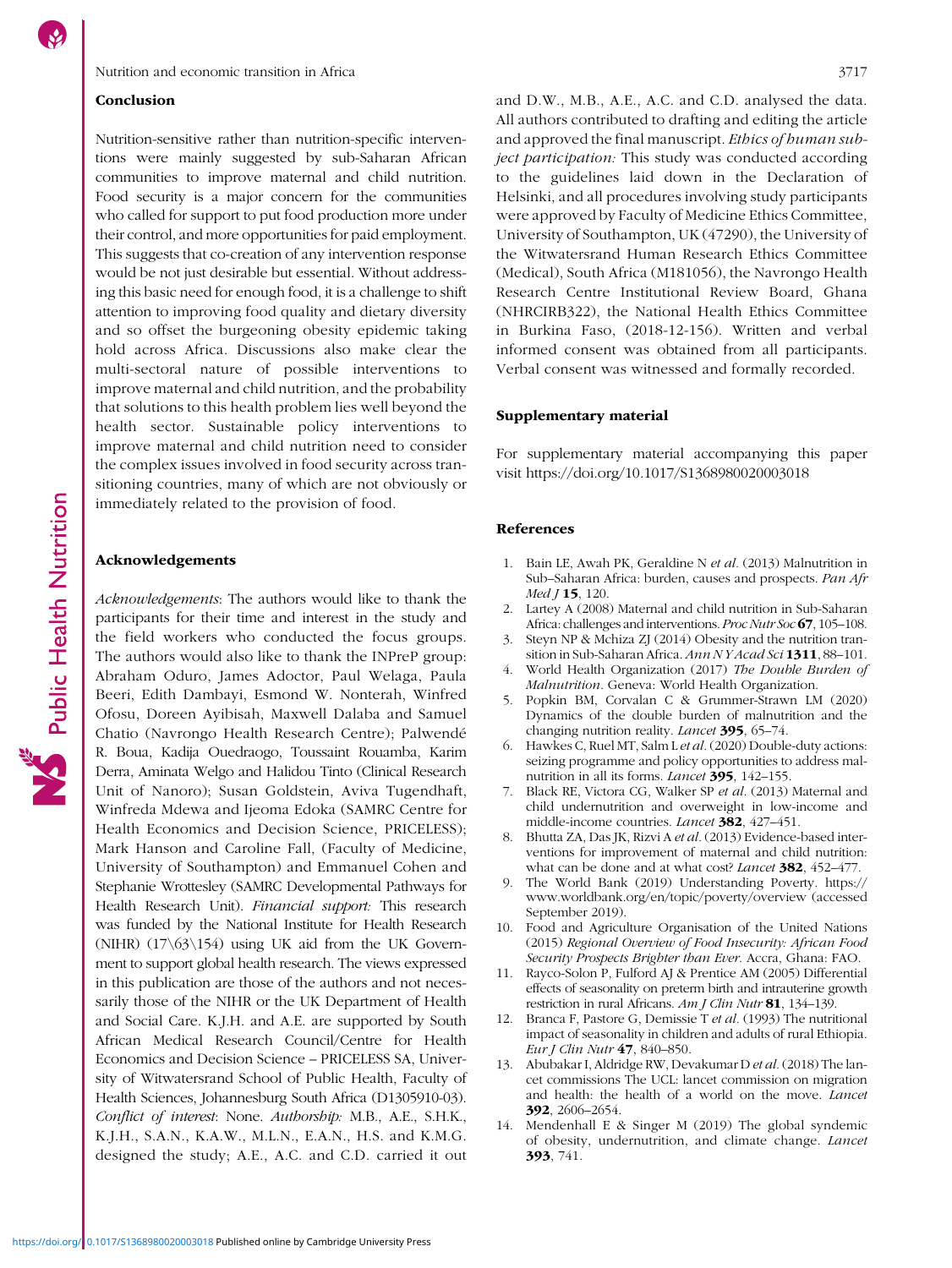## Conclusion

Nutrition-sensitive rather than nutrition-specific interventions were mainly suggested by sub-Saharan African communities to improve maternal and child nutrition. Food security is a major concern for the communities who called for support to put food production more under their control, and more opportunities for paid employment. This suggests that co-creation of any intervention response would be not just desirable but essential. Without addressing this basic need for enough food, it is a challenge to shift attention to improving food quality and dietary diversity and so offset the burgeoning obesity epidemic taking hold across Africa. Discussions also make clear the multi-sectoral nature of possible interventions to improve maternal and child nutrition, and the probability that solutions to this health problem lies well beyond the health sector. Sustainable policy interventions to improve maternal and child nutrition need to consider the complex issues involved in food security across transitioning countries, many of which are not obviously or immediately related to the provision of food.

## Acknowledgements

*Acknowledgements*: The authors would like to thank the participants for their time and interest in the study and the field workers who conducted the focus groups. The authors would also like to thank the INPreP group: Abraham Oduro, James Adoctor, Paul Welaga, Paula Beeri, Edith Dambayi, Esmond W. Nonterah, Winfred Ofosu, Doreen Ayibisah, Maxwell Dalaba and Samuel Chatio (Navrongo Health Research Centre); Palwendé R. Boua, Kadija Ouedraogo, Toussaint Rouamba, Karim Derra, Aminata Welgo and Halidou Tinto (Clinical Research Unit of Nanoro); Susan Goldstein, Aviva Tugendhaft, Winfreda Mdewa and Ijeoma Edoka (SAMRC Centre for Health Economics and Decision Science, PRICELESS); Mark Hanson and Caroline Fall, (Faculty of Medicine, University of Southampton) and Emmanuel Cohen and Stephanie Wrottesley (SAMRC Developmental Pathways for Health Research Unit). *Financial support:* This research was funded by the National Institute for Health Research (NIHR) (17\63\154) using UK aid from the UK Government to support global health research. The views expressed in this publication are those of the authors and not necessarily those of the NIHR or the UK Department of Health and Social Care. K.J.H. and A.E. are supported by South African Medical Research Council/Centre for Health Economics and Decision Science – PRICELESS SA, University of Witwatersrand School of Public Health, Faculty of Health Sciences, Johannesburg South Africa (D1305910-03). *Conflict of interest*: None. *Authorship:* M.B., A.E., S.H.K., K.J.H., S.A.N., K.A.W., M.L.N., E.A.N., H.S. and K.M.G. designed the study; A.E., A.C. and C.D. carried it out and D.W., M.B., A.E., A.C. and C.D. analysed the data. All authors contributed to drafting and editing the article and approved the final manuscript. *Ethics of human subject participation:* This study was conducted according to the guidelines laid down in the Declaration of Helsinki, and all procedures involving study participants were approved by Faculty of Medicine Ethics Committee, University of Southampton, UK (47290), the University of the Witwatersrand Human Research Ethics Committee (Medical), South Africa (M181056), the Navrongo Health Research Centre Institutional Review Board, Ghana (NHRCIRB322), the National Health Ethics Committee in Burkina Faso, (2018-12-156). Written and verbal informed consent was obtained from all participants. Verbal consent was witnessed and formally recorded.

## Supplementary material

For supplementary material accompanying this paper visit https://doi.org/10.1017/S1368980020003018

## References

1. Bain LE, Awah PK, Geraldine N *et al.* (2013) Malnutrition in Sub–Saharan Africa: burden, causes and prospects. *Pan Afr Med J* **15**, 120.
2. Lartey A (2008) Maternal and child nutrition in Sub-Saharan Africa: challenges and interventions. *Proc Nutr Soc* **67**, 105–108.
3. Steyn NP & Mchiza ZJ (2014) Obesity and the nutrition transition in Sub-Saharan Africa. *Ann N Y Acad Sci* **1311**, 88–101.
4. World Health Organization (2017) *The Double Burden of Malnutrition*. Geneva: World Health Organization.
5. Popkin BM, Corvalan C & Grummer-Strawn LM (2020) Dynamics of the double burden of malnutrition and the changing nutrition reality. *Lancet* **395**, 65–74.
6. Hawkes C, Ruel MT, Salm L *et al.* (2020) Double-duty actions: seizing programme and policy opportunities to address malnutrition in all its forms. *Lancet* **395**, 142–155.
7. Black RE, Victora CG, Walker SP *et al.* (2013) Maternal and child undernutrition and overweight in low-income and middle-income countries. *Lancet* **382**, 427–451.
8. Bhutta ZA, Das JK, Rizvi A *et al.* (2013) Evidence-based interventions for improvement of maternal and child nutrition: what can be done and at what cost? *Lancet* **382**, 452–477.
9. The World Bank (2019) Understanding Poverty. https://www.worldbank.org/en/topic/poverty/overview (accessed September 2019).
10. Food and Agriculture Organisation of the United Nations (2015) *Regional Overview of Food Insecurity: African Food Security Prospects Brighter than Ever*. Accra, Ghana: FAO.
11. Rayco-Solon P, Fulford AJ & Prentice AM (2005) Differential effects of seasonality on preterm birth and intrauterine growth restriction in rural Africans. *Am J Clin Nutr* **81**, 134–139.
12. Branca F, Pastore G, Demissie T *et al.* (1993) The nutritional impact of seasonality in children and adults of rural Ethiopia. *Eur J Clin Nutr* **47**, 840–850.
13. Abubakar I, Aldridge RW, Devakumar D *et al.* (2018) The lancet commissions The UCL: lancet commission on migration and health: the health of a world on the move. *Lancet* **392**, 2606–2654.
14. Mendenhall E & Singer M (2019) The global syndemic of obesity, undernutrition, and climate change. *Lancet* **393**, 741.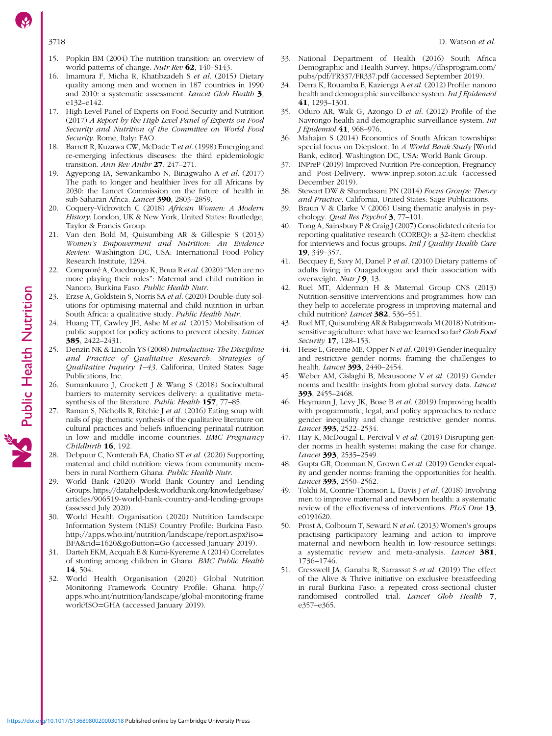15. Popkin BM (2004) The nutrition transition: an overview of world patterns of change. *Nutr Rev* **62**, 140–S143.
16. Imamura F, Micha R, Khatibzadeh S *et al.* (2015) Dietary quality among men and women in 187 countries in 1990 and 2010: a systematic assessment. *Lancet Glob Health* **3**, e132–e142.
17. High Level Panel of Experts on Food Security and Nutrition (2017) *A Report by the High Level Panel of Experts on Food Security and Nutrition of the Committee on World Food Security*. Rome, Italy: FAO.
18. Barrett R, Kuzawa CW, McDade T *et al.* (1998) Emerging and re-emerging infectious diseases: the third epidemiologic transition. *Ann Rev Anthr* **27**, 247–271.
19. Agyepong IA, Sewankambo N, Binagwaho A *et al.* (2017) The path to longer and healthier lives for all Africans by 2030: the Lancet Commission on the future of health in sub-Saharan Africa. *Lancet* **390**, 2803–2859.
20. Coquery-Vidrovitch C (2018) *African Women: A Modern History*. London, UK & New York, United States: Routledge, Taylor & Francis Group.
21. Van den Bold M, Quisumbing AR & Gillespie S (2013) *Women's Empowerment and Nutrition: An Evidence Review*. Washington DC, USA: International Food Policy Research Institute, 1294.
22. Compaoré A, Ouedraogo K, Boua R *et al.* (2020) "Men are no more playing their roles": Maternal and child nutrition in Nanoro, Burkina Faso. *Public Health Nutr.*
23. Erzse A, Goldstein S, Norris SA *et al.* (2020) Double-duty solutions for optimising maternal and child nutrition in urban South Africa: a qualitative study. *Public Health Nutr.*
24. Huang TT, Cawley JH, Ashe M *et al.* (2015) Mobilisation of public support for policy actions to prevent obesity. *Lancet* **385**, 2422–2431.
25. Denzin NK & Lincoln YS (2008) *Introduction: The Discipline and Practice of Qualitative Research. Strategies of Qualitative Inquiry 1–43*. Califorina, United States: Sage Publications, Inc.
26. Sumankuuro J, Crockett J & Wang S (2018) Sociocultural barriers to maternity services delivery: a qualitative meta-synthesis of the literature. *Public Health* **157**, 77–85.
27. Raman S, Nicholls R, Ritchie J *et al.* (2016) Eating soup with nails of pig: thematic synthesis of the qualitative literature on cultural practices and beliefs influencing perinatal nutrition in low and middle income countries. *BMC Pregnancy Childbirth* **16**, 192.
28. Debpuur C, Nonterah EA, Chatio ST *et al.* (2020) Supporting maternal and child nutrition: views from community members in rural Northern Ghana. *Public Health Nutr.*
29. World Bank (2020) World Bank Country and Lending Groups. https://datahelpdesk.worldbank.org/knowledgebase/articles/906519-world-bank-country-and-lending-groups (assessed July 2020).
30. World Health Organisation (2020) Nutrition Landscape Information System (NLiS) Country Profile: Burkina Faso. http://apps.who.int/nutrition/landscape/report.aspx?iso=BFA&rid=1620&goButton=Go (accessed January 2019).
31. Darteh EKM, Acquah E & Kumi-Kyereme A (2014) Correlates of stunting among children in Ghana. *BMC Public Health* **14**, 504.
32. World Health Organisation (2020) Global Nutrition Monitoring Framework Country Profile: Ghana. http://apps.who.int/nutrition/landscape/global-monitoring-framework?ISO=GHA (accessed January 2019).
33. National Department of Health (2016) South Africa Demographic and Health Survey. https://dhsprogram.com/pubs/pdf/FR337/FR337.pdf (accessed September 2019).
34. Derra K, Rouamba E, Kazienga A *et al.* (2012) Profile: nanoro health and demographic surveillance system. *Int J Epidemiol* **41**, 1293–1301.
35. Oduro AR, Wak G, Azongo D *et al.* (2012) Profile of the Navrongo health and demographic surveillance system. *Int J Epidemiol* **41**, 968–976.
36. Mahajan S (2014) Economics of South African townships: special focus on Diepsloot. In *A World Bank Study* [World Bank, editor]. Washington DC, USA: World Bank Group.
37. INPreP (2019) Improved Nutrition Pre-conception, Pregnancy and Post-Delivery. www.inprep.soton.ac.uk (accessed December 2019).
38. Stewart DW & Shamdasani PN (2014) *Focus Groups: Theory and Practice*. California, United States: Sage Publications.
39. Braun V & Clarke V (2006) Using thematic analysis in psychology. *Qual Res Psychol* **3**, 77–101.
40. Tong A, Sainsbury P & Craig J (2007) Consolidated criteria for reporting qualitative research (COREQ): a 32-item checklist for interviews and focus groups. *Intl J Quality Health Care* **19**, 349–357.
41. Becquey E, Savy M, Danel P *et al.* (2010) Dietary patterns of adults living in Ouagadougou and their association with overweight. *Nutr J* **9**, 13.
42. Ruel MT, Alderman H & Maternal Group CNS (2013) Nutrition-sensitive interventions and programmes: how can they help to accelerate progress in improving maternal and child nutrition? *Lancet* **382**, 536–551.
43. Ruel MT, Quisumbing AR & Balagamwala M (2018) Nutrition-sensitive agriculture: what have we learned so far? *Glob Food Security* **17**, 128–153.
44. Heise L, Greene ME, Opper N *et al.* (2019) Gender inequality and restrictive gender norms: framing the challenges to health. *Lancet* **393**, 2440–2454.
45. Weber AM, Cislaghi B, Meausoone V *et al.* (2019) Gender norms and health: insights from global survey data. *Lancet* **393**, 2455–2468.
46. Heymann J, Levy JK, Bose B *et al.* (2019) Improving health with programmatic, legal, and policy approaches to reduce gender inequality and change restrictive gender norms. *Lancet* **393**, 2522–2534.
47. Hay K, McDougal L, Percival V *et al.* (2019) Disrupting gender norms in health systems: making the case for change. *Lancet* **393**, 2535–2549.
48. Gupta GR, Oomman N, Grown C *et al.* (2019) Gender equality and gender norms: framing the opportunities for health. *Lancet* **393**, 2550–2562.
49. Tokhi M, Comrie-Thomson L, Davis J *et al.* (2018) Involving men to improve maternal and newborn health: a systematic review of the effectiveness of interventions. *PLoS One* **13**, e0191620.
50. Prost A, Colbourn T, Seward N *et al.* (2013) Women's groups practising participatory learning and action to improve maternal and newborn health in low-resource settings: a systematic review and meta-analysis. *Lancet* **381**, 1736–1746.
51. Cresswell JA, Ganaba R, Sarrassat S *et al.* (2019) The effect of the Alive & Thrive initiative on exclusive breastfeeding in rural Burkina Faso: a repeated cross-sectional cluster randomised controlled trial. *Lancet Glob Health* **7**, e357–e365.